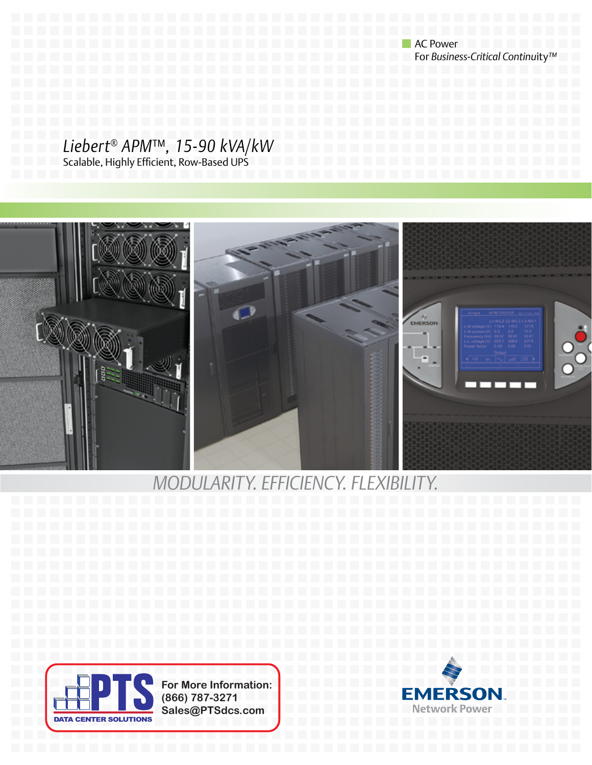AC Power
For *Business-Critical Continuity™*

# *Liebert® APM™, 15-90 kVA/kW*

Scalable, Highly Efficient, Row-Based UPS

*MODULARITY. EFFICIENCY. FLEXIBILITY.*

PTS DATA CENTER SOLUTIONS

**For More Information:**
**(866) 787-3271**
**Sales@PTSdcs.com**

EMERSON. Network Power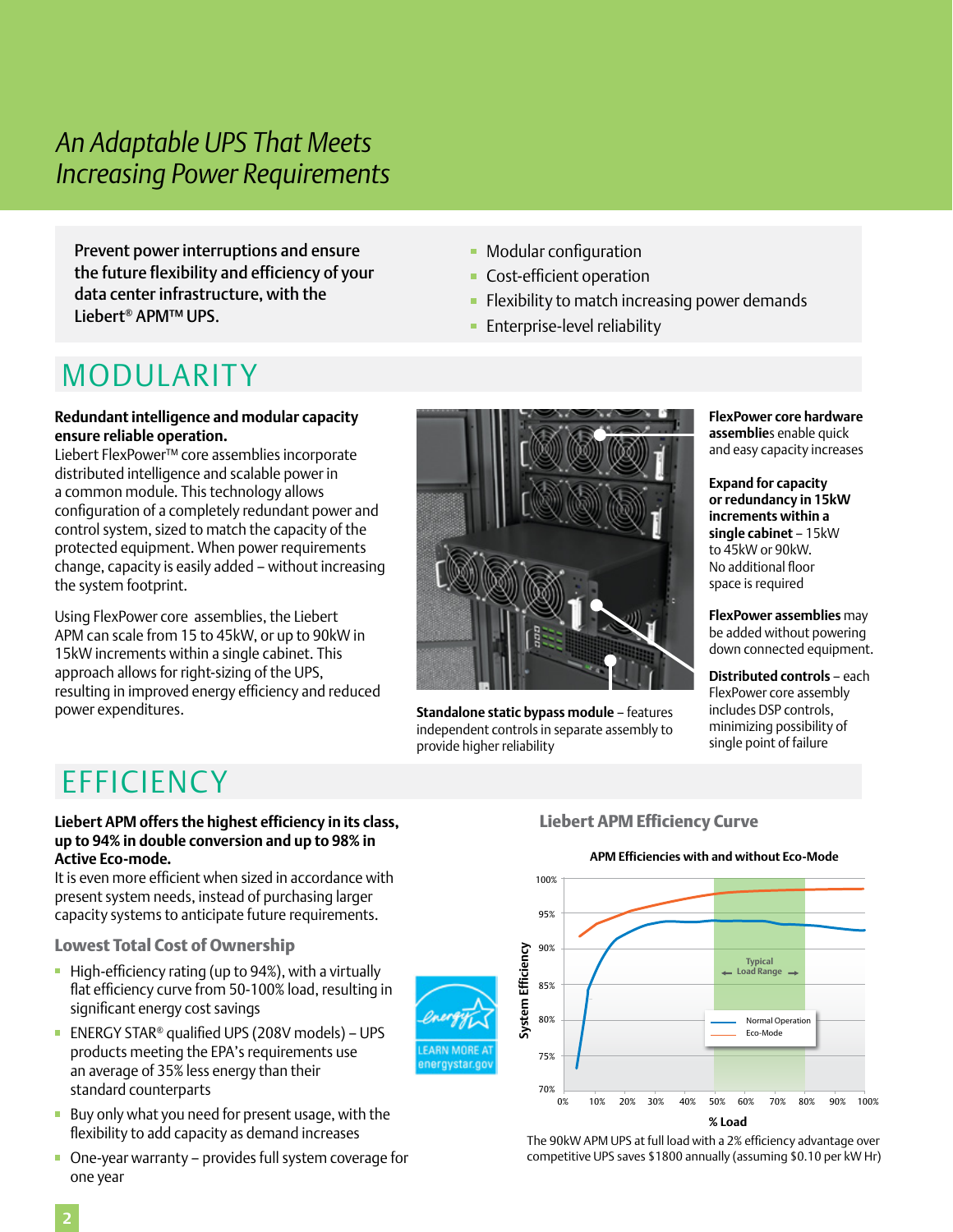# *An Adaptable UPS That Meets Increasing Power Requirements*

**Prevent power interruptions and ensure the future flexibility and efficiency of your data center infrastructure, with the Liebert® APM™ UPS.**

- Modular configuration
- Cost-efficient operation
- Flexibility to match increasing power demands
- Enterprise-level reliability

## MODULARITY

**Redundant intelligence and modular capacity ensure reliable operation.**
Liebert FlexPower™ core assemblies incorporate distributed intelligence and scalable power in a common module. This technology allows configuration of a completely redundant power and control system, sized to match the capacity of the protected equipment. When power requirements change, capacity is easily added – without increasing the system footprint.

Using FlexPower core assemblies, the Liebert APM can scale from 15 to 45kW, or up to 90kW in 15kW increments within a single cabinet. This approach allows for right-sizing of the UPS, resulting in improved energy efficiency and reduced power expenditures.

**Standalone static bypass module** – features independent controls in separate assembly to provide higher reliability

**FlexPower core hardware assemblies** enable quick and easy capacity increases

**Expand for capacity or redundancy in 15kW increments within a single cabinet** – 15kW to 45kW or 90kW. No additional floor space is required

**FlexPower assemblies** may be added without powering down connected equipment.

**Distributed controls** – each FlexPower core assembly includes DSP controls, minimizing possibility of single point of failure

## EFFICIENCY

**Liebert APM offers the highest efficiency in its class, up to 94% in double conversion and up to 98% in Active Eco-mode.**
It is even more efficient when sized in accordance with present system needs, instead of purchasing larger capacity systems to anticipate future requirements.

### Lowest Total Cost of Ownership

- High-efficiency rating (up to 94%), with a virtually flat efficiency curve from 50-100% load, resulting in significant energy cost savings
- ENERGY STAR® qualified UPS (208V models) – UPS products meeting the EPA's requirements use an average of 35% less energy than their standard counterparts
- Buy only what you need for present usage, with the flexibility to add capacity as demand increases
- One-year warranty – provides full system coverage for one year

Energy LEARN MORE AT energystar.gov

### Liebert APM Efficiency Curve

**APM Efficiencies with and without Eco-Mode**

The 90kW APM UPS at full load with a 2% efficiency advantage over competitive UPS saves $1800 annually (assuming $0.10 per kW Hr)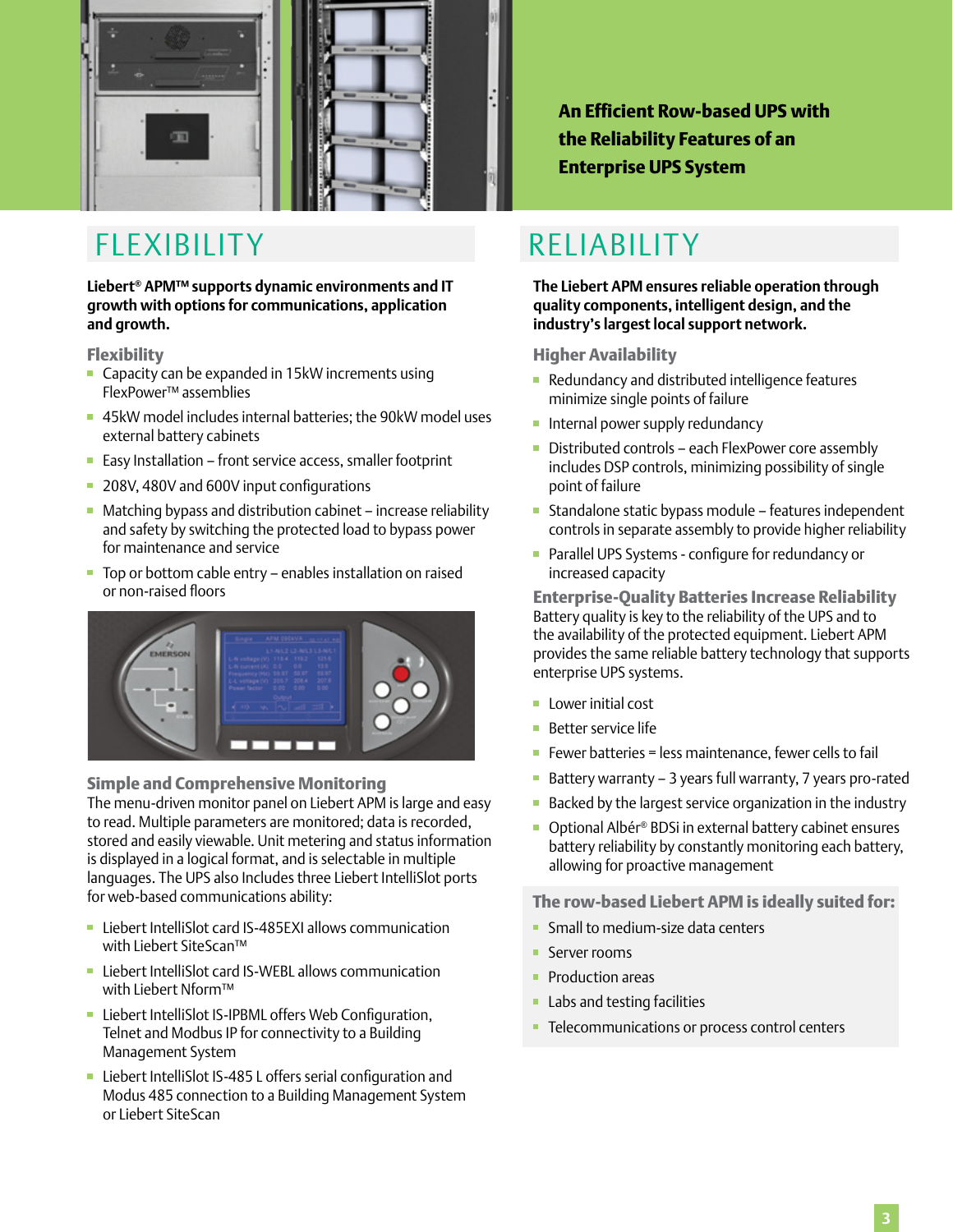**An Efficient Row-based UPS with the Reliability Features of an Enterprise UPS System**

# FLEXIBILITY

**Liebert® APM™ supports dynamic environments and IT growth with options for communications, application and growth.**

### Flexibility

- Capacity can be expanded in 15kW increments using FlexPower™ assemblies
- 45kW model includes internal batteries; the 90kW model uses external battery cabinets
- Easy Installation – front service access, smaller footprint
- 208V, 480V and 600V input configurations
- Matching bypass and distribution cabinet – increase reliability and safety by switching the protected load to bypass power for maintenance and service
- Top or bottom cable entry – enables installation on raised or non-raised floors

### Simple and Comprehensive Monitoring

The menu-driven monitor panel on Liebert APM is large and easy to read. Multiple parameters are monitored; data is recorded, stored and easily viewable. Unit metering and status information is displayed in a logical format, and is selectable in multiple languages. The UPS also Includes three Liebert IntelliSlot ports for web-based communications ability:

- Liebert IntelliSlot card IS-485EXI allows communication with Liebert SiteScan™
- Liebert IntelliSlot card IS-WEBL allows communication with Liebert Nform™
- Liebert IntelliSlot IS-IPBML offers Web Configuration, Telnet and Modbus IP for connectivity to a Building Management System
- Liebert IntelliSlot IS-485 L offers serial configuration and Modus 485 connection to a Building Management System or Liebert SiteScan

# RELIABILITY

**The Liebert APM ensures reliable operation through quality components, intelligent design, and the industry's largest local support network.**

### Higher Availability

- Redundancy and distributed intelligence features minimize single points of failure
- Internal power supply redundancy
- Distributed controls – each FlexPower core assembly includes DSP controls, minimizing possibility of single point of failure
- Standalone static bypass module – features independent controls in separate assembly to provide higher reliability
- Parallel UPS Systems - configure for redundancy or increased capacity

### Enterprise-Quality Batteries Increase Reliability

Battery quality is key to the reliability of the UPS and to the availability of the protected equipment. Liebert APM provides the same reliable battery technology that supports enterprise UPS systems.

- Lower initial cost
- Better service life
- Fewer batteries = less maintenance, fewer cells to fail
- Battery warranty – 3 years full warranty, 7 years pro-rated
- Backed by the largest service organization in the industry
- Optional Albér® BDSi in external battery cabinet ensures battery reliability by constantly monitoring each battery, allowing for proactive management

### The row-based Liebert APM is ideally suited for:

- Small to medium-size data centers
- Server rooms
- Production areas
- Labs and testing facilities
- Telecommunications or process control centers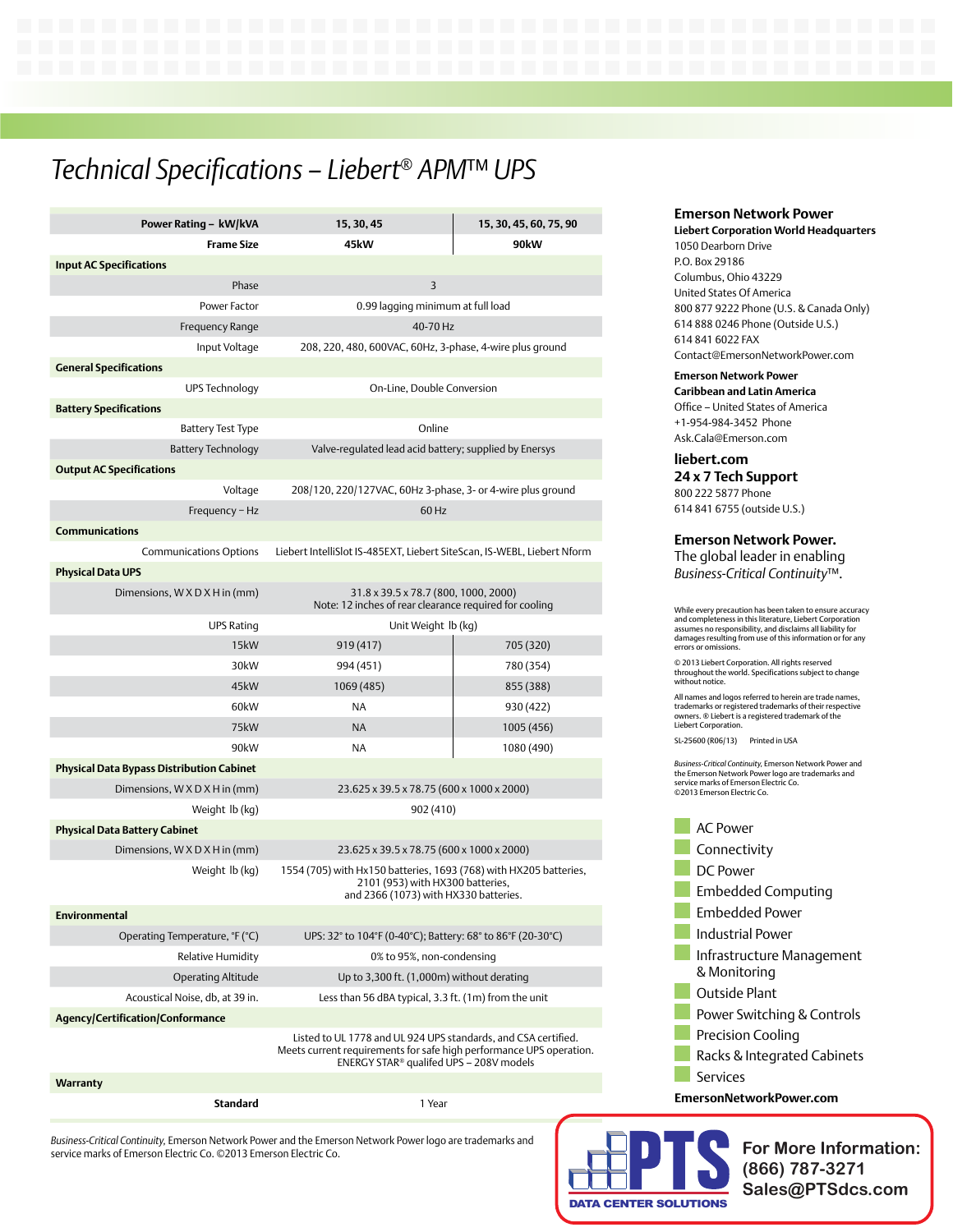# Technical Specifications – Liebert® APM™ UPS

| Power Rating – kW/kVA | 15, 30, 45 | 15, 30, 45, 60, 75, 90 |
|---|---|---|
| Frame Size | 45kW | 90kW |
| **Input AC Specifications** | | |
| Phase | 3 | |
| Power Factor | 0.99 lagging minimum at full load | |
| Frequency Range | 40-70 Hz | |
| Input Voltage | 208, 220, 480, 600VAC, 60Hz, 3-phase, 4-wire plus ground | |
| **General Specifications** | | |
| UPS Technology | On-Line, Double Conversion | |
| **Battery Specifications** | | |
| Battery Test Type | Online | |
| Battery Technology | Valve-regulated lead acid battery; supplied by Enersys | |
| **Output AC Specifications** | | |
| Voltage | 208/120, 220/127VAC, 60Hz 3-phase, 3- or 4-wire plus ground | |
| Frequency – Hz | 60 Hz | |
| **Communications** | | |
| Communications Options | Liebert IntelliSlot IS-485EXT, Liebert SiteScan, IS-WEBL, Liebert Nform | |
| **Physical Data UPS** | | |
| Dimensions, W X D X H in (mm) | 31.8 x 39.5 x 78.7 (800, 1000, 2000) Note: 12 inches of rear clearance required for cooling | |
| UPS Rating | Unit Weight lb (kg) | |
| 15kW | 919 (417) | 705 (320) |
| 30kW | 994 (451) | 780 (354) |
| 45kW | 1069 (485) | 855 (388) |
| 60kW | NA | 930 (422) |
| 75kW | NA | 1005 (456) |
| 90kW | NA | 1080 (490) |
| **Physical Data Bypass Distribution Cabinet** | | |
| Dimensions, W X D X H in (mm) | 23.625 x 39.5 x 78.75 (600 x 1000 x 2000) | |
| Weight lb (kg) | 902 (410) | |
| **Physical Data Battery Cabinet** | | |
| Dimensions, W X D X H in (mm) | 23.625 x 39.5 x 78.75 (600 x 1000 x 2000) | |
| Weight lb (kg) | 1554 (705) with Hx150 batteries, 1693 (768) with HX205 batteries, 2101 (953) with HX300 batteries, and 2366 (1073) with HX330 batteries. | |
| **Environmental** | | |
| Operating Temperature, °F (°C) | UPS: 32° to 104°F (0-40°C); Battery: 68° to 86°F (20-30°C) | |
| Relative Humidity | 0% to 95%, non-condensing | |
| Operating Altitude | Up to 3,300 ft. (1,000m) without derating | |
| Acoustical Noise, db, at 39 in. | Less than 56 dBA typical, 3.3 ft. (1m) from the unit | |
| **Agency/Certification/Conformance** | | |
| | Listed to UL 1778 and UL 924 UPS standards, and CSA certified. Meets current requirements for safe high performance UPS operation. ENERGY STAR® qualifed UPS – 208V models | |
| **Warranty** | | |
| **Standard** | 1 Year | |

*Business-Critical Continuity*, Emerson Network Power and the Emerson Network Power logo are trademarks and service marks of Emerson Electric Co. ©2013 Emerson Electric Co.

**Emerson Network Power**
**Liebert Corporation World Headquarters**
1050 Dearborn Drive
P.O. Box 29186
Columbus, Ohio 43229
United States Of America
800 877 9222 Phone (U.S. & Canada Only)
614 888 0246 Phone (Outside U.S.)
614 841 6022 FAX
Contact@EmersonNetworkPower.com

**Emerson Network Power**
**Caribbean and Latin America**
Office – United States of America
+1-954-984-3452 Phone
Ask.Cala@Emerson.com

**liebert.com**
**24 x 7 Tech Support**
800 222 5877 Phone
614 841 6755 (outside U.S.)

**Emerson Network Power.**
The global leader in enabling
*Business-Critical Continuity™*.

While every precaution has been taken to ensure accuracy and completeness in this literature, Liebert Corporation assumes no responsibility, and disclaims all liability for damages resulting from use of this information or for any errors or omissions.

© 2013 Liebert Corporation. All rights reserved throughout the world. Specifications subject to change without notice.

All names and logos referred to herein are trade names, trademarks or registered trademarks of their respective owners. ® Liebert is a registered trademark of the Liebert Corporation.

SL-25600 (R06/13) Printed in USA

*Business-Critical Continuity*, Emerson Network Power and the Emerson Network Power logo are trademarks and service marks of Emerson Electric Co. ©2013 Emerson Electric Co.

- AC Power
- Connectivity
- DC Power
- Embedded Computing
- Embedded Power
- Industrial Power
- Infrastructure Management & Monitoring
- Outside Plant
- Power Switching & Controls
- Precision Cooling
- Racks & Integrated Cabinets
- Services

**EmersonNetworkPower.com**

PTS DATA CENTER SOLUTIONS

**For More Information:**
**(866) 787-3271**
**Sales@PTSdcs.com**